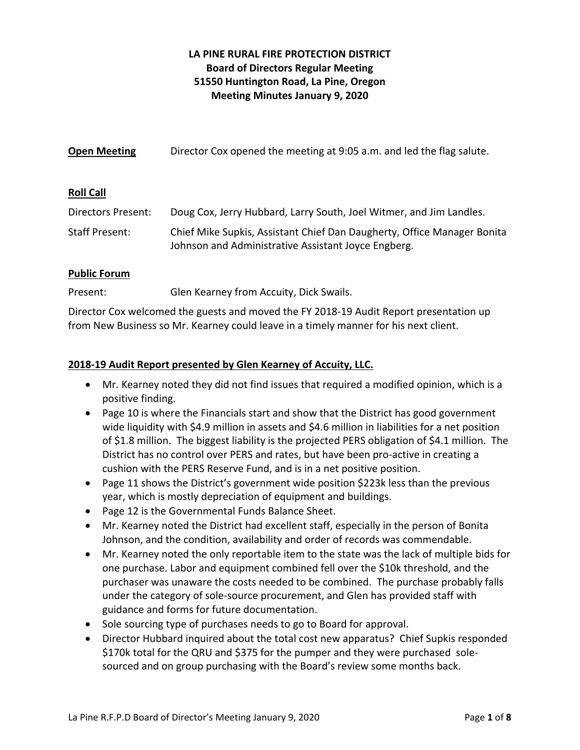# LA PINE RURAL FIRE PROTECTION DISTRICT
## Board of Directors Regular Meeting
## 51550 Huntington Road, La Pine, Oregon
## Meeting Minutes January 9, 2020

**Open Meeting** Director Cox opened the meeting at 9:05 a.m. and led the flag salute.

**Roll Call**

Directors Present: Doug Cox, Jerry Hubbard, Larry South, Joel Witmer, and Jim Landles.

Staff Present: Chief Mike Supkis, Assistant Chief Dan Daugherty, Office Manager Bonita Johnson and Administrative Assistant Joyce Engberg.

**Public Forum**

Present: Glen Kearney from Accuity, Dick Swails.

Director Cox welcomed the guests and moved the FY 2018-19 Audit Report presentation up from New Business so Mr. Kearney could leave in a timely manner for his next client.

**2018-19 Audit Report presented by Glen Kearney of Accuity, LLC.**

- Mr. Kearney noted they did not find issues that required a modified opinion, which is a positive finding.
- Page 10 is where the Financials start and show that the District has good government wide liquidity with $4.9 million in assets and $4.6 million in liabilities for a net position of $1.8 million. The biggest liability is the projected PERS obligation of $4.1 million. The District has no control over PERS and rates, but have been pro-active in creating a cushion with the PERS Reserve Fund, and is in a net positive position.
- Page 11 shows the District's government wide position $223k less than the previous year, which is mostly depreciation of equipment and buildings.
- Page 12 is the Governmental Funds Balance Sheet.
- Mr. Kearney noted the District had excellent staff, especially in the person of Bonita Johnson, and the condition, availability and order of records was commendable.
- Mr. Kearney noted the only reportable item to the state was the lack of multiple bids for one purchase. Labor and equipment combined fell over the $10k threshold, and the purchaser was unaware the costs needed to be combined. The purchase probably falls under the category of sole-source procurement, and Glen has provided staff with guidance and forms for future documentation.
- Sole sourcing type of purchases needs to go to Board for approval.
- Director Hubbard inquired about the total cost new apparatus? Chief Supkis responded $170k total for the QRU and $375 for the pumper and they were purchased sole-sourced and on group purchasing with the Board's review some months back.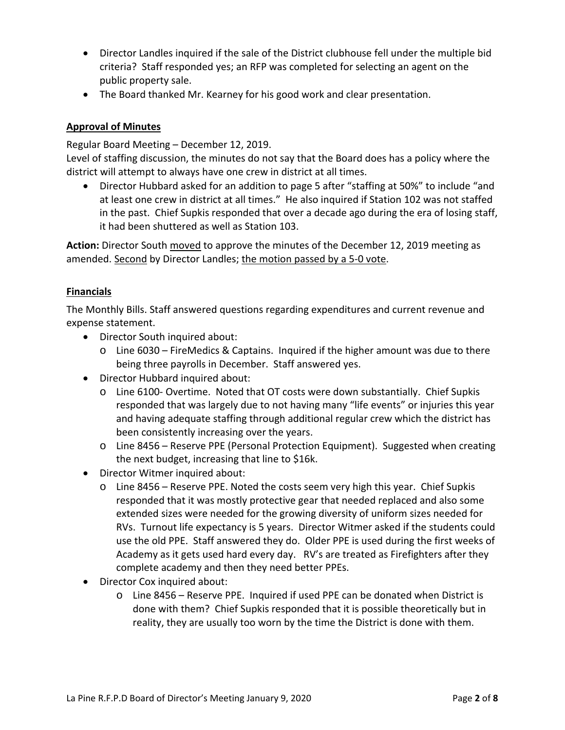- Director Landles inquired if the sale of the District clubhouse fell under the multiple bid criteria? Staff responded yes; an RFP was completed for selecting an agent on the public property sale.
- The Board thanked Mr. Kearney for his good work and clear presentation.

**Approval of Minutes**

Regular Board Meeting – December 12, 2019.
Level of staffing discussion, the minutes do not say that the Board does has a policy where the district will attempt to always have one crew in district at all times.

- Director Hubbard asked for an addition to page 5 after "staffing at 50%" to include "and at least one crew in district at all times." He also inquired if Station 102 was not staffed in the past. Chief Supkis responded that over a decade ago during the era of losing staff, it had been shuttered as well as Station 103.

**Action:** Director South moved to approve the minutes of the December 12, 2019 meeting as amended. Second by Director Landles; the motion passed by a 5-0 vote.

**Financials**

The Monthly Bills. Staff answered questions regarding expenditures and current revenue and expense statement.

- Director South inquired about:
  - Line 6030 – FireMedics & Captains. Inquired if the higher amount was due to there being three payrolls in December. Staff answered yes.
- Director Hubbard inquired about:
  - Line 6100- Overtime. Noted that OT costs were down substantially. Chief Supkis responded that was largely due to not having many "life events" or injuries this year and having adequate staffing through additional regular crew which the district has been consistently increasing over the years.
  - Line 8456 – Reserve PPE (Personal Protection Equipment). Suggested when creating the next budget, increasing that line to $16k.
- Director Witmer inquired about:
  - Line 8456 – Reserve PPE. Noted the costs seem very high this year. Chief Supkis responded that it was mostly protective gear that needed replaced and also some extended sizes were needed for the growing diversity of uniform sizes needed for RVs. Turnout life expectancy is 5 years. Director Witmer asked if the students could use the old PPE. Staff answered they do. Older PPE is used during the first weeks of Academy as it gets used hard every day. RV's are treated as Firefighters after they complete academy and then they need better PPEs.
- Director Cox inquired about:
  - Line 8456 – Reserve PPE. Inquired if used PPE can be donated when District is done with them? Chief Supkis responded that it is possible theoretically but in reality, they are usually too worn by the time the District is done with them.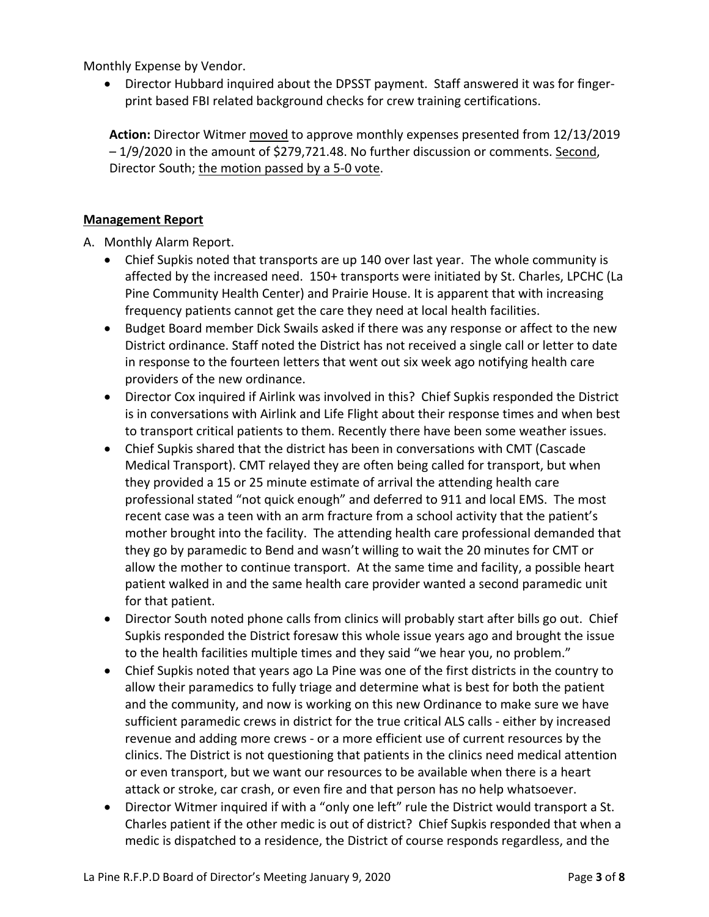Monthly Expense by Vendor.

- Director Hubbard inquired about the DPSST payment. Staff answered it was for finger-print based FBI related background checks for crew training certifications.

**Action:** Director Witmer moved to approve monthly expenses presented from 12/13/2019 – 1/9/2020 in the amount of $279,721.48. No further discussion or comments. Second, Director South; the motion passed by a 5-0 vote.

## Management Report

A. Monthly Alarm Report.

- Chief Supkis noted that transports are up 140 over last year. The whole community is affected by the increased need. 150+ transports were initiated by St. Charles, LPCHC (La Pine Community Health Center) and Prairie House. It is apparent that with increasing frequency patients cannot get the care they need at local health facilities.
- Budget Board member Dick Swails asked if there was any response or affect to the new District ordinance. Staff noted the District has not received a single call or letter to date in response to the fourteen letters that went out six week ago notifying health care providers of the new ordinance.
- Director Cox inquired if Airlink was involved in this? Chief Supkis responded the District is in conversations with Airlink and Life Flight about their response times and when best to transport critical patients to them. Recently there have been some weather issues.
- Chief Supkis shared that the district has been in conversations with CMT (Cascade Medical Transport). CMT relayed they are often being called for transport, but when they provided a 15 or 25 minute estimate of arrival the attending health care professional stated "not quick enough" and deferred to 911 and local EMS. The most recent case was a teen with an arm fracture from a school activity that the patient's mother brought into the facility. The attending health care professional demanded that they go by paramedic to Bend and wasn't willing to wait the 20 minutes for CMT or allow the mother to continue transport. At the same time and facility, a possible heart patient walked in and the same health care provider wanted a second paramedic unit for that patient.
- Director South noted phone calls from clinics will probably start after bills go out. Chief Supkis responded the District foresaw this whole issue years ago and brought the issue to the health facilities multiple times and they said "we hear you, no problem."
- Chief Supkis noted that years ago La Pine was one of the first districts in the country to allow their paramedics to fully triage and determine what is best for both the patient and the community, and now is working on this new Ordinance to make sure we have sufficient paramedic crews in district for the true critical ALS calls - either by increased revenue and adding more crews - or a more efficient use of current resources by the clinics. The District is not questioning that patients in the clinics need medical attention or even transport, but we want our resources to be available when there is a heart attack or stroke, car crash, or even fire and that person has no help whatsoever.
- Director Witmer inquired if with a "only one left" rule the District would transport a St. Charles patient if the other medic is out of district? Chief Supkis responded that when a medic is dispatched to a residence, the District of course responds regardless, and the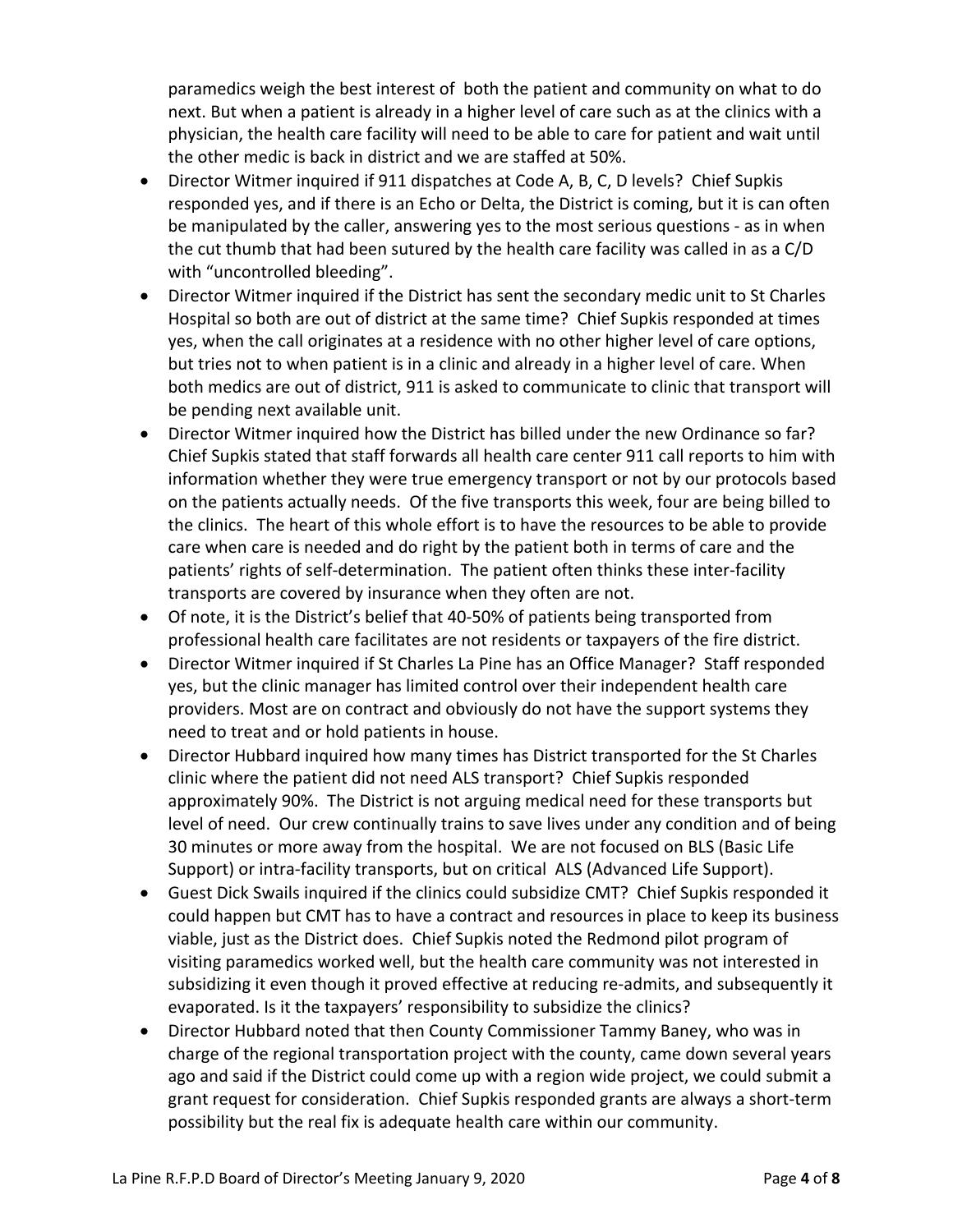paramedics weigh the best interest of both the patient and community on what to do next. But when a patient is already in a higher level of care such as at the clinics with a physician, the health care facility will need to be able to care for patient and wait until the other medic is back in district and we are staffed at 50%.

- Director Witmer inquired if 911 dispatches at Code A, B, C, D levels? Chief Supkis responded yes, and if there is an Echo or Delta, the District is coming, but it is can often be manipulated by the caller, answering yes to the most serious questions - as in when the cut thumb that had been sutured by the health care facility was called in as a C/D with "uncontrolled bleeding".
- Director Witmer inquired if the District has sent the secondary medic unit to St Charles Hospital so both are out of district at the same time? Chief Supkis responded at times yes, when the call originates at a residence with no other higher level of care options, but tries not to when patient is in a clinic and already in a higher level of care. When both medics are out of district, 911 is asked to communicate to clinic that transport will be pending next available unit.
- Director Witmer inquired how the District has billed under the new Ordinance so far? Chief Supkis stated that staff forwards all health care center 911 call reports to him with information whether they were true emergency transport or not by our protocols based on the patients actually needs. Of the five transports this week, four are being billed to the clinics. The heart of this whole effort is to have the resources to be able to provide care when care is needed and do right by the patient both in terms of care and the patients' rights of self-determination. The patient often thinks these inter-facility transports are covered by insurance when they often are not.
- Of note, it is the District's belief that 40-50% of patients being transported from professional health care facilitates are not residents or taxpayers of the fire district.
- Director Witmer inquired if St Charles La Pine has an Office Manager? Staff responded yes, but the clinic manager has limited control over their independent health care providers. Most are on contract and obviously do not have the support systems they need to treat and or hold patients in house.
- Director Hubbard inquired how many times has District transported for the St Charles clinic where the patient did not need ALS transport? Chief Supkis responded approximately 90%. The District is not arguing medical need for these transports but level of need. Our crew continually trains to save lives under any condition and of being 30 minutes or more away from the hospital. We are not focused on BLS (Basic Life Support) or intra-facility transports, but on critical ALS (Advanced Life Support).
- Guest Dick Swails inquired if the clinics could subsidize CMT? Chief Supkis responded it could happen but CMT has to have a contract and resources in place to keep its business viable, just as the District does. Chief Supkis noted the Redmond pilot program of visiting paramedics worked well, but the health care community was not interested in subsidizing it even though it proved effective at reducing re-admits, and subsequently it evaporated. Is it the taxpayers' responsibility to subsidize the clinics?
- Director Hubbard noted that then County Commissioner Tammy Baney, who was in charge of the regional transportation project with the county, came down several years ago and said if the District could come up with a region wide project, we could submit a grant request for consideration. Chief Supkis responded grants are always a short-term possibility but the real fix is adequate health care within our community.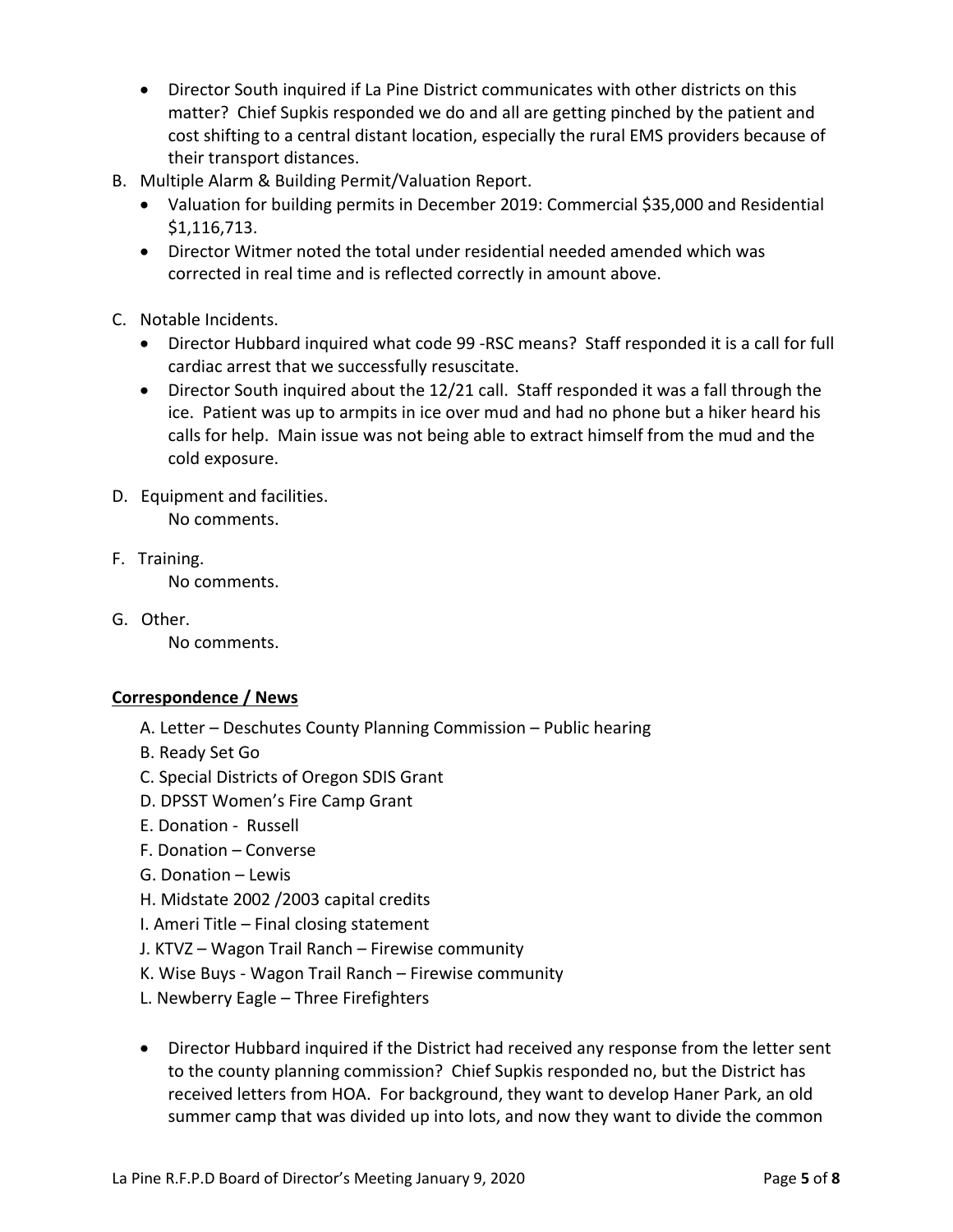- Director South inquired if La Pine District communicates with other districts on this matter? Chief Supkis responded we do and all are getting pinched by the patient and cost shifting to a central distant location, especially the rural EMS providers because of their transport distances.

B. Multiple Alarm & Building Permit/Valuation Report.

- Valuation for building permits in December 2019: Commercial $35,000 and Residential $1,116,713.
- Director Witmer noted the total under residential needed amended which was corrected in real time and is reflected correctly in amount above.

C. Notable Incidents.

- Director Hubbard inquired what code 99 -RSC means? Staff responded it is a call for full cardiac arrest that we successfully resuscitate.
- Director South inquired about the 12/21 call. Staff responded it was a fall through the ice. Patient was up to armpits in ice over mud and had no phone but a hiker heard his calls for help. Main issue was not being able to extract himself from the mud and the cold exposure.

D. Equipment and facilities.
No comments.

F. Training.
No comments.

G. Other.
No comments.

**Correspondence / News**

A. Letter – Deschutes County Planning Commission – Public hearing
B. Ready Set Go
C. Special Districts of Oregon SDIS Grant
D. DPSST Women's Fire Camp Grant
E. Donation - Russell
F. Donation – Converse
G. Donation – Lewis
H. Midstate 2002 /2003 capital credits
I. Ameri Title – Final closing statement
J. KTVZ – Wagon Trail Ranch – Firewise community
K. Wise Buys - Wagon Trail Ranch – Firewise community
L. Newberry Eagle – Three Firefighters

- Director Hubbard inquired if the District had received any response from the letter sent to the county planning commission? Chief Supkis responded no, but the District has received letters from HOA. For background, they want to develop Haner Park, an old summer camp that was divided up into lots, and now they want to divide the common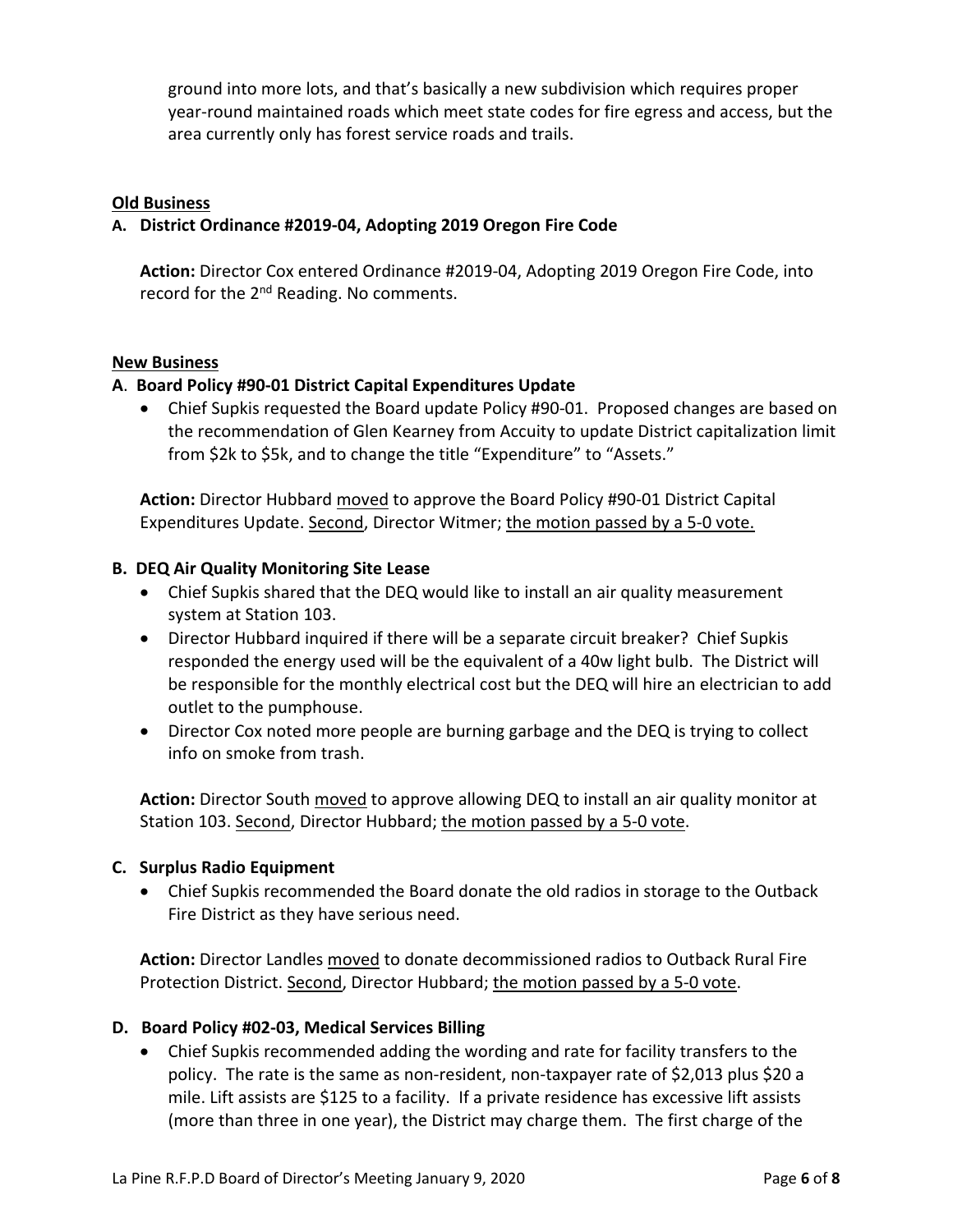ground into more lots, and that's basically a new subdivision which requires proper year-round maintained roads which meet state codes for fire egress and access, but the area currently only has forest service roads and trails.

**Old Business**

**A. District Ordinance #2019-04, Adopting 2019 Oregon Fire Code**

**Action:** Director Cox entered Ordinance #2019-04, Adopting 2019 Oregon Fire Code, into record for the 2nd Reading. No comments.

**New Business**

**A. Board Policy #90-01 District Capital Expenditures Update**

- Chief Supkis requested the Board update Policy #90-01. Proposed changes are based on the recommendation of Glen Kearney from Accuity to update District capitalization limit from $2k to $5k, and to change the title "Expenditure" to "Assets."

**Action:** Director Hubbard moved to approve the Board Policy #90-01 District Capital Expenditures Update. Second, Director Witmer; the motion passed by a 5-0 vote.

**B. DEQ Air Quality Monitoring Site Lease**

- Chief Supkis shared that the DEQ would like to install an air quality measurement system at Station 103.
- Director Hubbard inquired if there will be a separate circuit breaker? Chief Supkis responded the energy used will be the equivalent of a 40w light bulb. The District will be responsible for the monthly electrical cost but the DEQ will hire an electrician to add outlet to the pumphouse.
- Director Cox noted more people are burning garbage and the DEQ is trying to collect info on smoke from trash.

**Action:** Director South moved to approve allowing DEQ to install an air quality monitor at Station 103. Second, Director Hubbard; the motion passed by a 5-0 vote.

**C. Surplus Radio Equipment**

- Chief Supkis recommended the Board donate the old radios in storage to the Outback Fire District as they have serious need.

**Action:** Director Landles moved to donate decommissioned radios to Outback Rural Fire Protection District. Second, Director Hubbard; the motion passed by a 5-0 vote.

**D. Board Policy #02-03, Medical Services Billing**

- Chief Supkis recommended adding the wording and rate for facility transfers to the policy. The rate is the same as non-resident, non-taxpayer rate of $2,013 plus $20 a mile. Lift assists are $125 to a facility. If a private residence has excessive lift assists (more than three in one year), the District may charge them. The first charge of the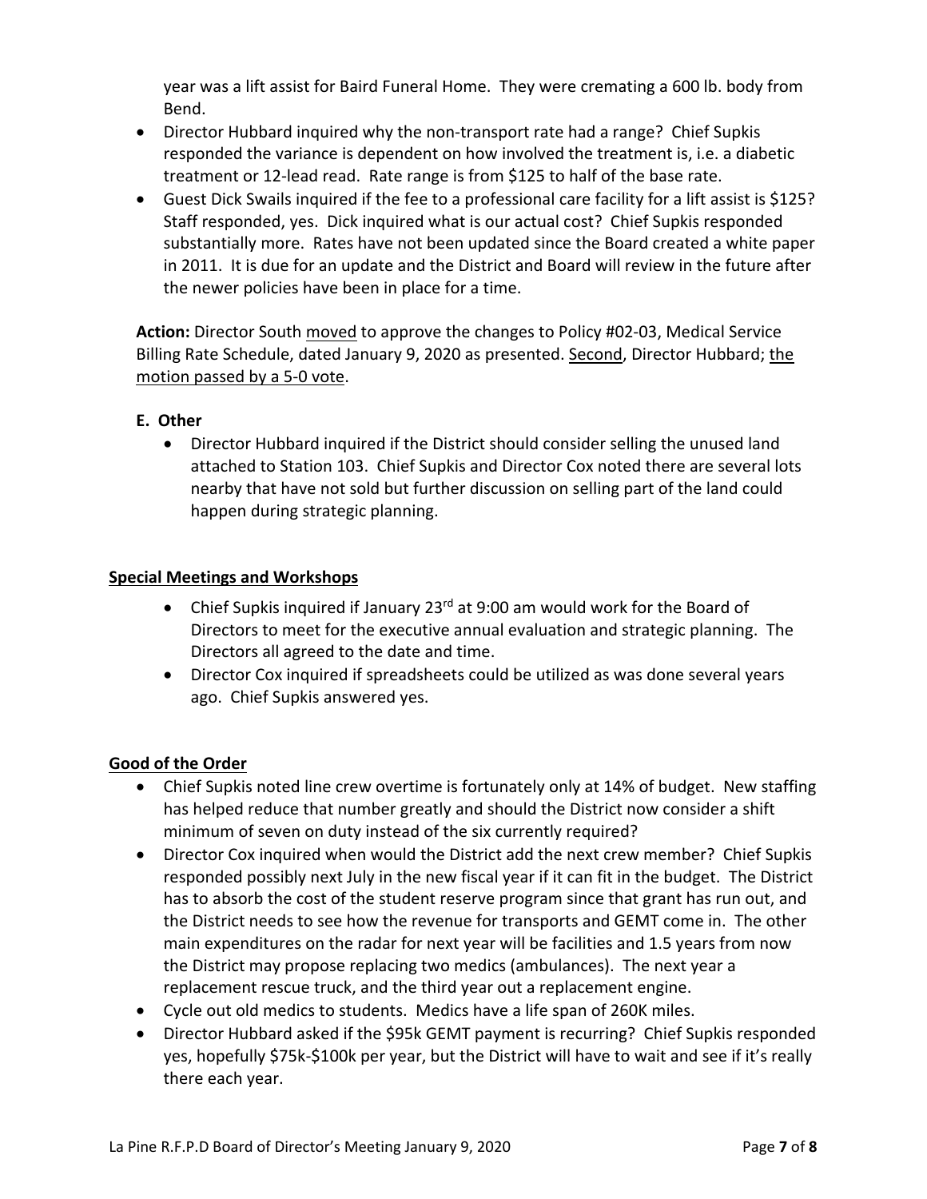year was a lift assist for Baird Funeral Home. They were cremating a 600 lb. body from Bend.

- Director Hubbard inquired why the non-transport rate had a range? Chief Supkis responded the variance is dependent on how involved the treatment is, i.e. a diabetic treatment or 12-lead read. Rate range is from $125 to half of the base rate.
- Guest Dick Swails inquired if the fee to a professional care facility for a lift assist is $125? Staff responded, yes. Dick inquired what is our actual cost? Chief Supkis responded substantially more. Rates have not been updated since the Board created a white paper in 2011. It is due for an update and the District and Board will review in the future after the newer policies have been in place for a time.

**Action:** Director South moved to approve the changes to Policy #02-03, Medical Service Billing Rate Schedule, dated January 9, 2020 as presented. Second, Director Hubbard; the motion passed by a 5-0 vote.

**E. Other**

- Director Hubbard inquired if the District should consider selling the unused land attached to Station 103. Chief Supkis and Director Cox noted there are several lots nearby that have not sold but further discussion on selling part of the land could happen during strategic planning.

**Special Meetings and Workshops**

- Chief Supkis inquired if January 23rd at 9:00 am would work for the Board of Directors to meet for the executive annual evaluation and strategic planning. The Directors all agreed to the date and time.
- Director Cox inquired if spreadsheets could be utilized as was done several years ago. Chief Supkis answered yes.

**Good of the Order**

- Chief Supkis noted line crew overtime is fortunately only at 14% of budget. New staffing has helped reduce that number greatly and should the District now consider a shift minimum of seven on duty instead of the six currently required?
- Director Cox inquired when would the District add the next crew member? Chief Supkis responded possibly next July in the new fiscal year if it can fit in the budget. The District has to absorb the cost of the student reserve program since that grant has run out, and the District needs to see how the revenue for transports and GEMT come in. The other main expenditures on the radar for next year will be facilities and 1.5 years from now the District may propose replacing two medics (ambulances). The next year a replacement rescue truck, and the third year out a replacement engine.
- Cycle out old medics to students. Medics have a life span of 260K miles.
- Director Hubbard asked if the $95k GEMT payment is recurring? Chief Supkis responded yes, hopefully $75k-$100k per year, but the District will have to wait and see if it's really there each year.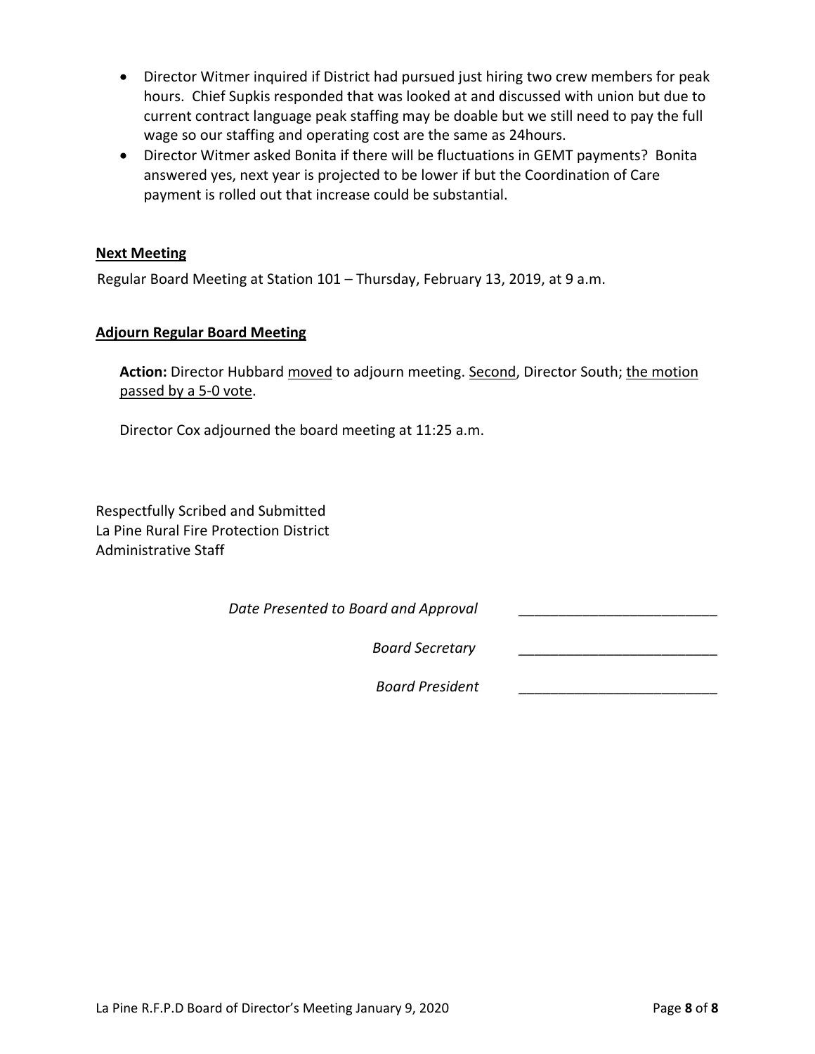- Director Witmer inquired if District had pursued just hiring two crew members for peak hours. Chief Supkis responded that was looked at and discussed with union but due to current contract language peak staffing may be doable but we still need to pay the full wage so our staffing and operating cost are the same as 24hours.
- Director Witmer asked Bonita if there will be fluctuations in GEMT payments? Bonita answered yes, next year is projected to be lower if but the Coordination of Care payment is rolled out that increase could be substantial.

**Next Meeting**

Regular Board Meeting at Station 101 – Thursday, February 13, 2019, at 9 a.m.

**Adjourn Regular Board Meeting**

**Action:** Director Hubbard moved to adjourn meeting. Second, Director South; the motion passed by a 5-0 vote.

Director Cox adjourned the board meeting at 11:25 a.m.

Respectfully Scribed and Submitted
La Pine Rural Fire Protection District
Administrative Staff

*Date Presented to Board and Approval* _________________________

*Board Secretary* _________________________

*Board President* _________________________